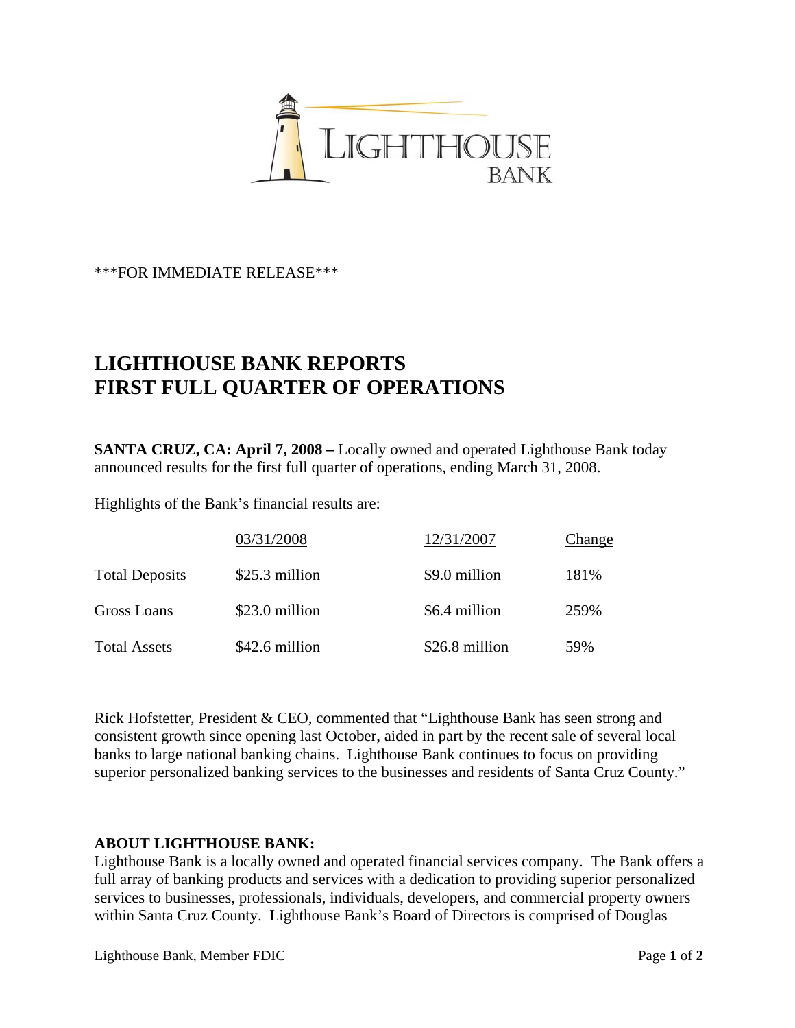\*\*\*FOR IMMEDIATE RELEASE\*\*\*

# LIGHTHOUSE BANK REPORTS FIRST FULL QUARTER OF OPERATIONS

**SANTA CRUZ, CA: April 7, 2008 –** Locally owned and operated Lighthouse Bank today announced results for the first full quarter of operations, ending March 31, 2008.

Highlights of the Bank's financial results are:

| | 03/31/2008 | 12/31/2007 | Change |
|---|---|---|---|
| Total Deposits | $25.3 million | $9.0 million | 181% |
| Gross Loans | $23.0 million | $6.4 million | 259% |
| Total Assets | $42.6 million | $26.8 million | 59% |

Rick Hofstetter, President & CEO, commented that "Lighthouse Bank has seen strong and consistent growth since opening last October, aided in part by the recent sale of several local banks to large national banking chains. Lighthouse Bank continues to focus on providing superior personalized banking services to the businesses and residents of Santa Cruz County."

**ABOUT LIGHTHOUSE BANK:**

Lighthouse Bank is a locally owned and operated financial services company. The Bank offers a full array of banking products and services with a dedication to providing superior personalized services to businesses, professionals, individuals, developers, and commercial property owners within Santa Cruz County. Lighthouse Bank's Board of Directors is comprised of Douglas

Lighthouse Bank, Member FDIC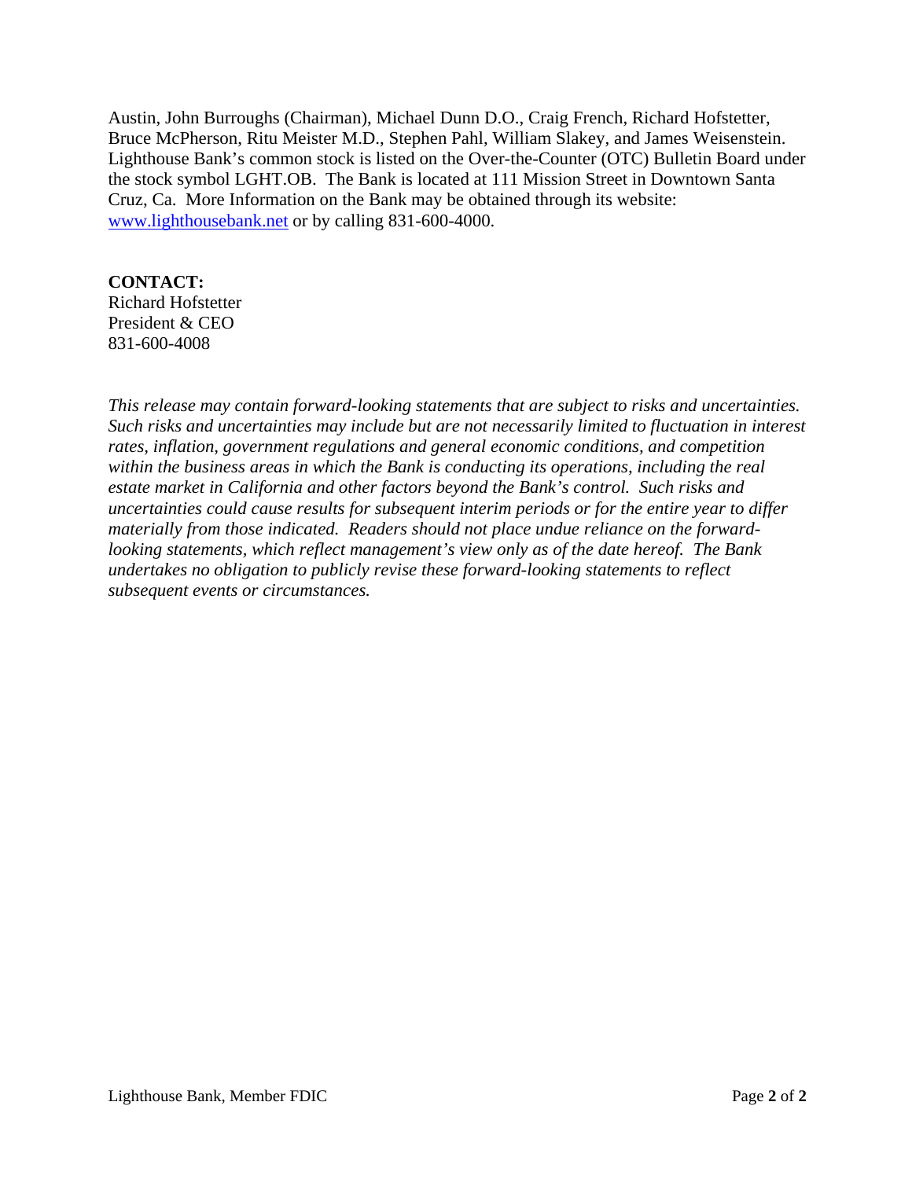Austin, John Burroughs (Chairman), Michael Dunn D.O., Craig French, Richard Hofstetter, Bruce McPherson, Ritu Meister M.D., Stephen Pahl, William Slakey, and James Weisenstein. Lighthouse Bank's common stock is listed on the Over-the-Counter (OTC) Bulletin Board under the stock symbol LGHT.OB. The Bank is located at 111 Mission Street in Downtown Santa Cruz, Ca. More Information on the Bank may be obtained through its website: www.lighthousebank.net or by calling 831-600-4000.

**CONTACT:**
Richard Hofstetter
President & CEO
831-600-4008

*This release may contain forward-looking statements that are subject to risks and uncertainties. Such risks and uncertainties may include but are not necessarily limited to fluctuation in interest rates, inflation, government regulations and general economic conditions, and competition within the business areas in which the Bank is conducting its operations, including the real estate market in California and other factors beyond the Bank's control. Such risks and uncertainties could cause results for subsequent interim periods or for the entire year to differ materially from those indicated. Readers should not place undue reliance on the forward-looking statements, which reflect management's view only as of the date hereof. The Bank undertakes no obligation to publicly revise these forward-looking statements to reflect subsequent events or circumstances.*

Lighthouse Bank, Member FDIC